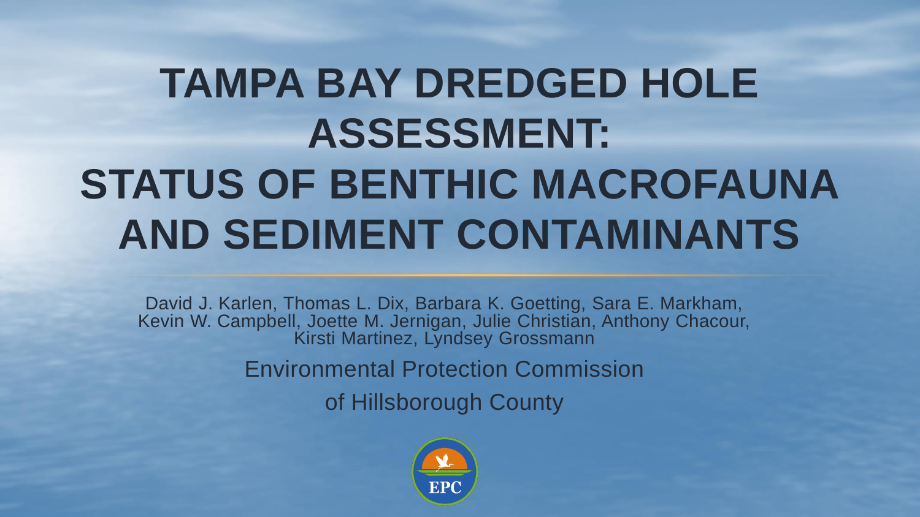# TAMPA BAY DREDGED HOLE ASSESSMENT: STATUS OF BENTHIC MACROFAUNA AND SEDIMENT CONTAMINANTS

David J. Karlen, Thomas L. Dix, Barbara K. Goetting, Sara E. Markham, Kevin W. Campbell, Joette M. Jernigan, Julie Christian, Anthony Chacour, Kirsti Martinez, Lyndsey Grossmann

Environmental Protection Commission

of Hillsborough County

EPC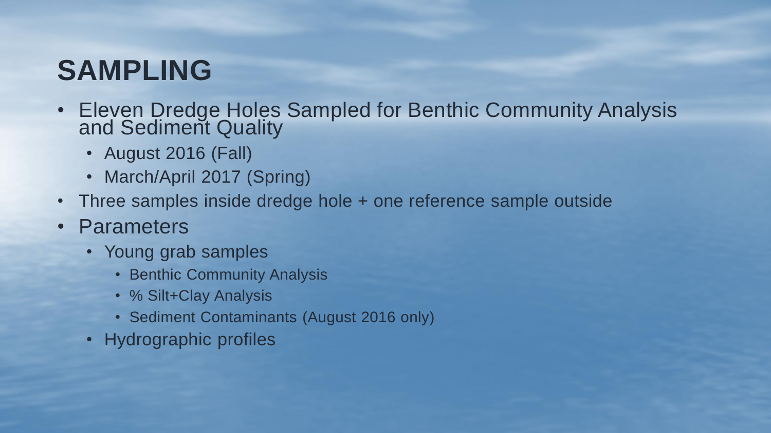# SAMPLING

- Eleven Dredge Holes Sampled for Benthic Community Analysis and Sediment Quality
  - August 2016 (Fall)
  - March/April 2017 (Spring)
- Three samples inside dredge hole + one reference sample outside
- Parameters
  - Young grab samples
    - Benthic Community Analysis
    - % Silt+Clay Analysis
    - Sediment Contaminants (August 2016 only)
  - Hydrographic profiles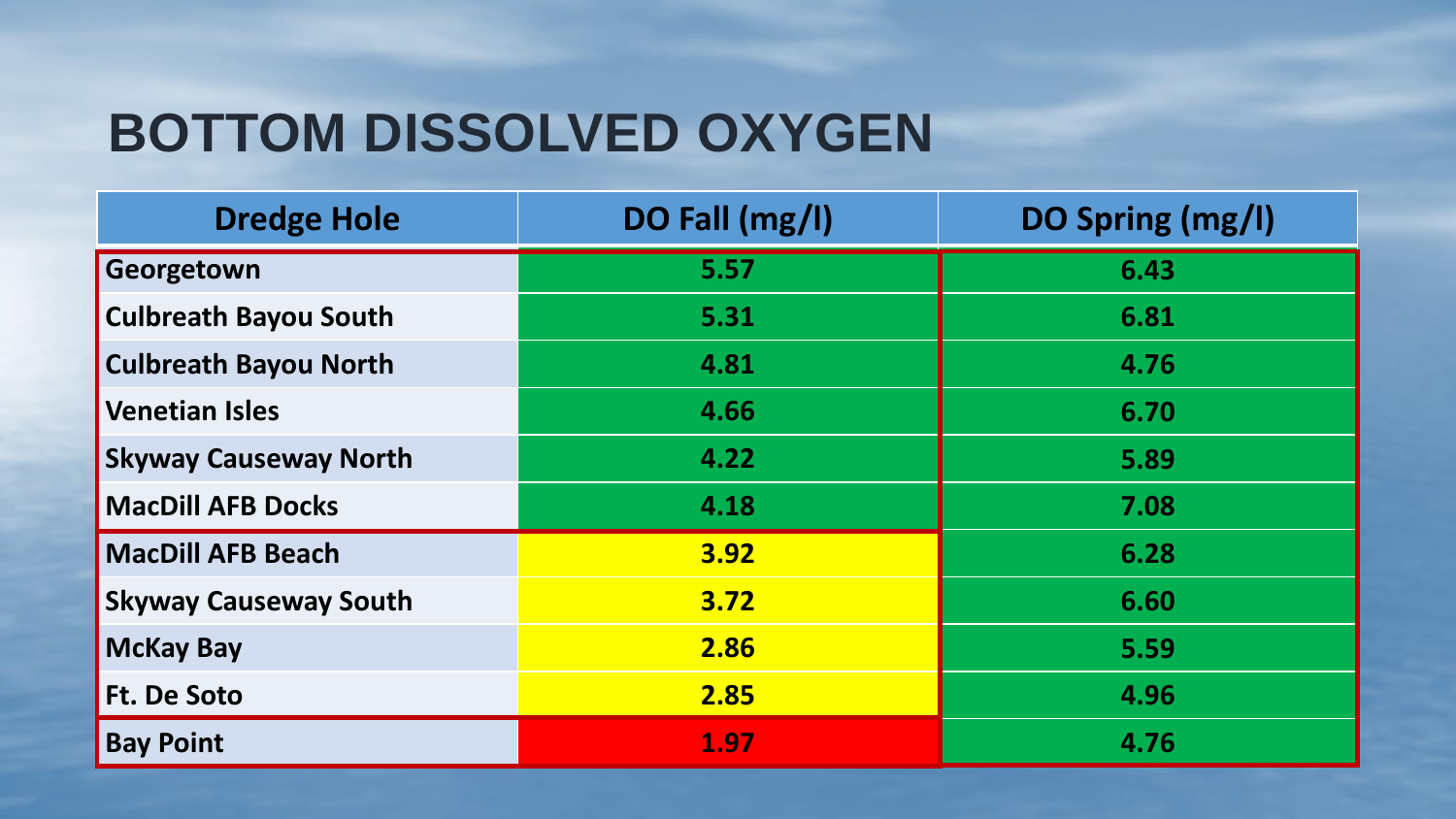# BOTTOM DISSOLVED OXYGEN

| Dredge Hole | DO Fall (mg/l) | DO Spring (mg/l) |
|---|---|---|
| Georgetown | 5.57 | 6.43 |
| Culbreath Bayou South | 5.31 | 6.81 |
| Culbreath Bayou North | 4.81 | 4.76 |
| Venetian Isles | 4.66 | 6.70 |
| Skyway Causeway North | 4.22 | 5.89 |
| MacDill AFB Docks | 4.18 | 7.08 |
| MacDill AFB Beach | 3.92 | 6.28 |
| Skyway Causeway South | 3.72 | 6.60 |
| McKay Bay | 2.86 | 5.59 |
| Ft. De Soto | 2.85 | 4.96 |
| Bay Point | 1.97 | 4.76 |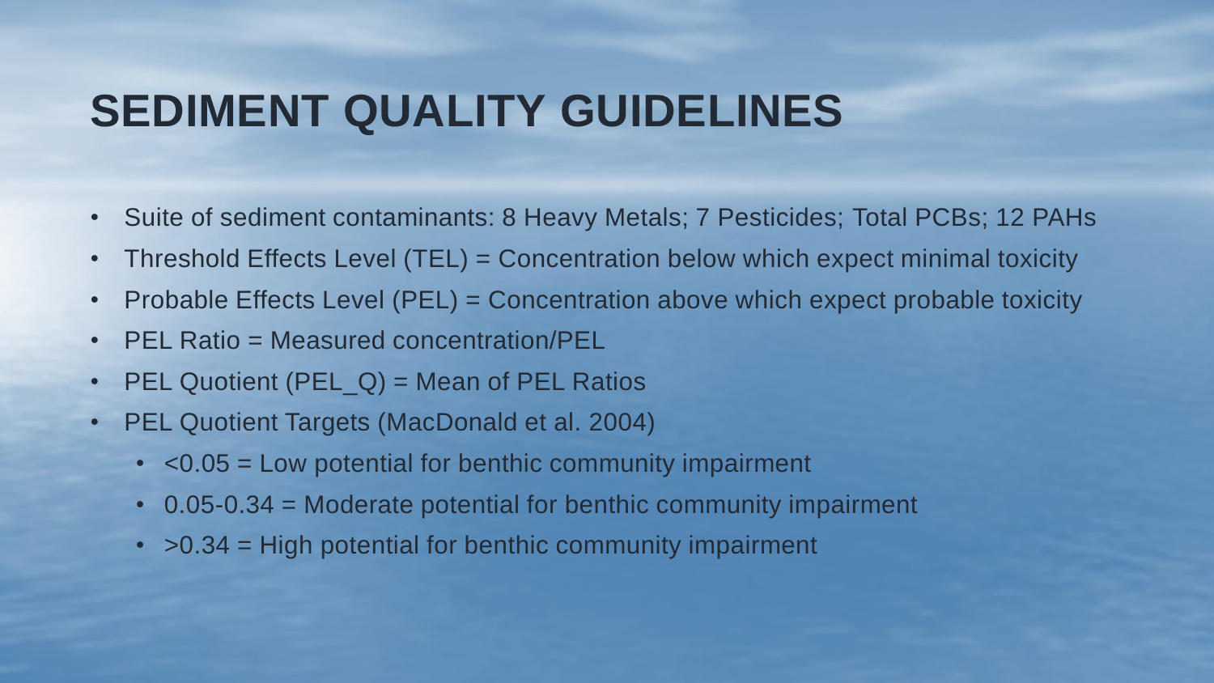# SEDIMENT QUALITY GUIDELINES

- Suite of sediment contaminants: 8 Heavy Metals; 7 Pesticides; Total PCBs; 12 PAHs
- Threshold Effects Level (TEL) = Concentration below which expect minimal toxicity
- Probable Effects Level (PEL) = Concentration above which expect probable toxicity
- PEL Ratio = Measured concentration/PEL
- PEL Quotient (PEL_Q) = Mean of PEL Ratios
- PEL Quotient Targets (MacDonald et al. 2004)
  - <0.05 = Low potential for benthic community impairment
  - 0.05-0.34 = Moderate potential for benthic community impairment
  - >0.34 = High potential for benthic community impairment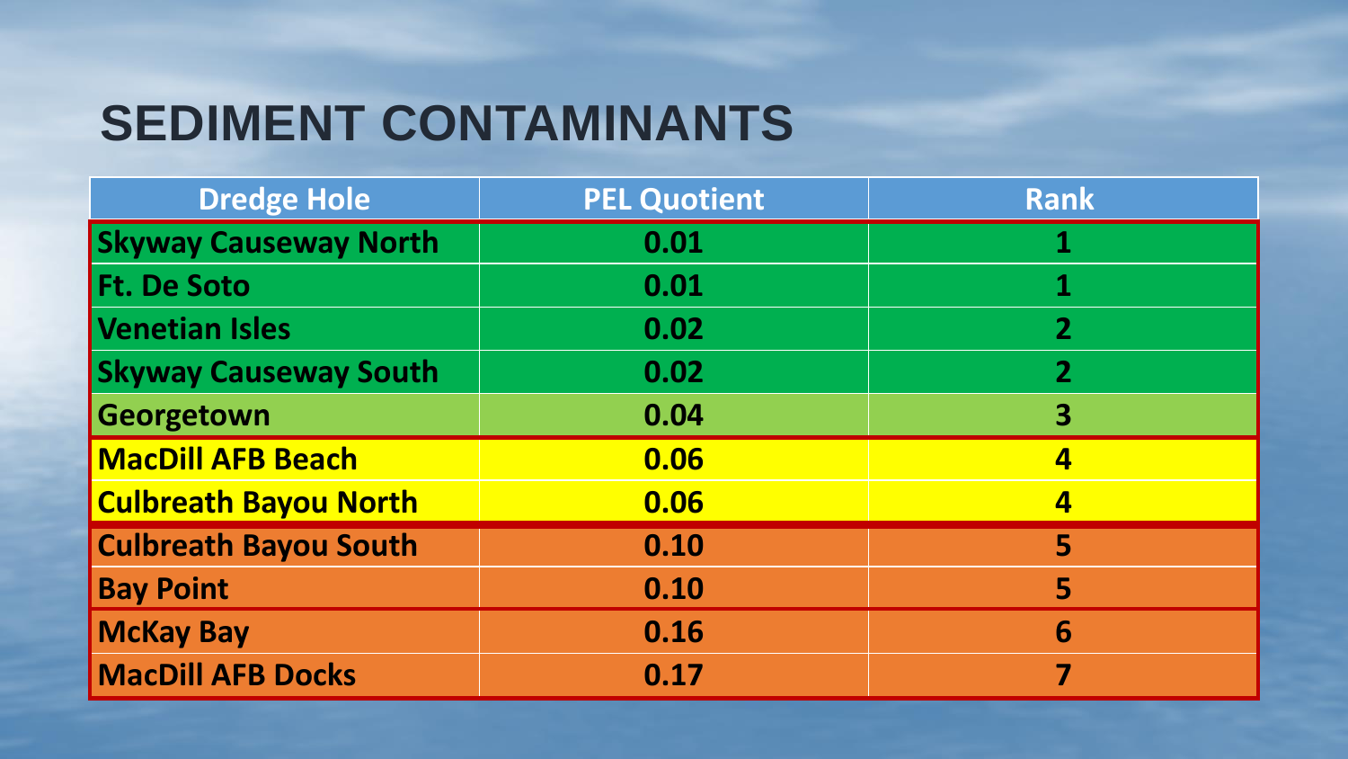# SEDIMENT CONTAMINANTS

| Dredge Hole | PEL Quotient | Rank |
|---|---|---|
| **Skyway Causeway North** | **0.01** | **1** |
| **Ft. De Soto** | **0.01** | **1** |
| **Venetian Isles** | **0.02** | **2** |
| **Skyway Causeway South** | **0.02** | **2** |
| **Georgetown** | **0.04** | **3** |
| **MacDill AFB Beach** | **0.06** | **4** |
| **Culbreath Bayou North** | **0.06** | **4** |
| **Culbreath Bayou South** | **0.10** | **5** |
| **Bay Point** | **0.10** | **5** |
| **McKay Bay** | **0.16** | **6** |
| **MacDill AFB Docks** | **0.17** | **7** |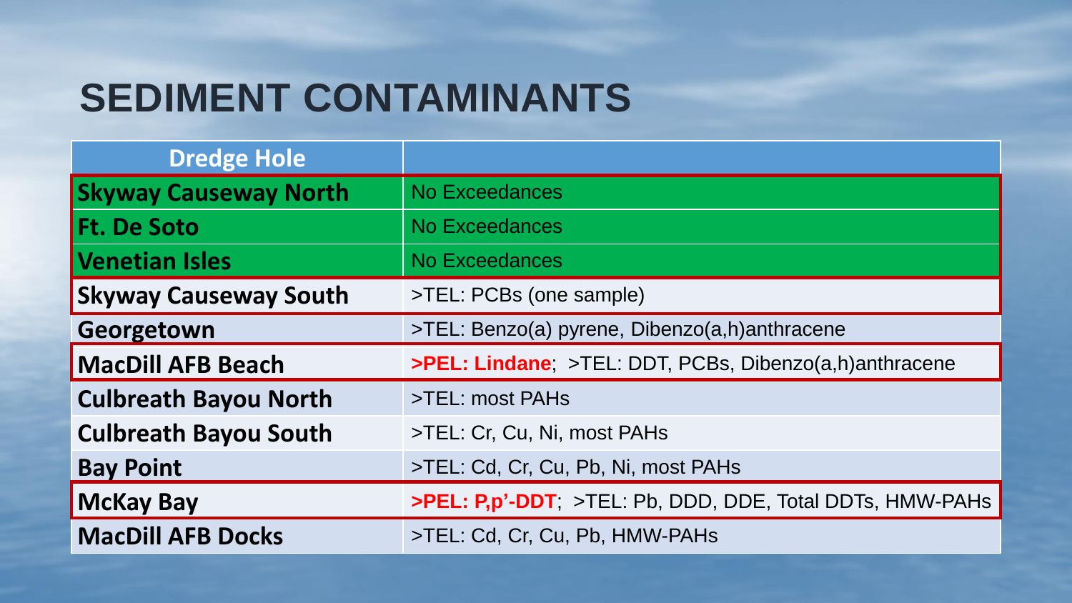# SEDIMENT CONTAMINANTS

| Dredge Hole | |
|---|---|
| **Skyway Causeway North** | No Exceedances |
| **Ft. De Soto** | No Exceedances |
| **Venetian Isles** | No Exceedances |
| **Skyway Causeway South** | >TEL: PCBs (one sample) |
| **Georgetown** | >TEL: Benzo(a) pyrene, Dibenzo(a,h)anthracene |
| **MacDill AFB Beach** | **>PEL: Lindane**; >TEL: DDT, PCBs, Dibenzo(a,h)anthracene |
| **Culbreath Bayou North** | >TEL: most PAHs |
| **Culbreath Bayou South** | >TEL: Cr, Cu, Ni, most PAHs |
| **Bay Point** | >TEL: Cd, Cr, Cu, Pb, Ni, most PAHs |
| **McKay Bay** | **>PEL: P,p'-DDT**; >TEL: Pb, DDD, DDE, Total DDTs, HMW-PAHs |
| **MacDill AFB Docks** | >TEL: Cd, Cr, Cu, Pb, HMW-PAHs |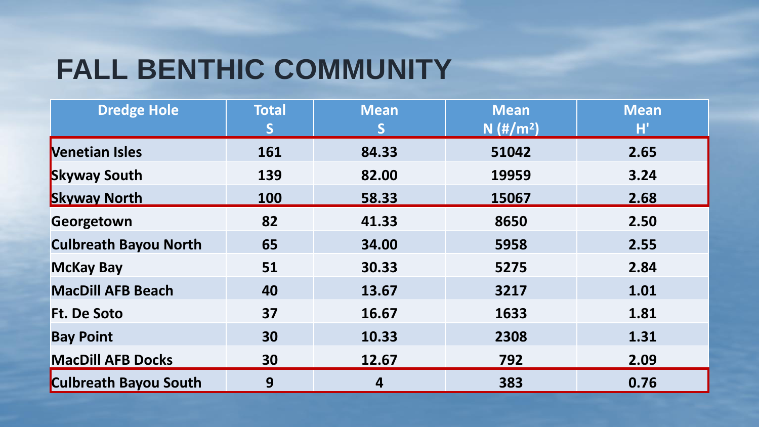# FALL BENTHIC COMMUNITY

| Dredge Hole | Total S | Mean S | Mean N (#/m$^2$) | Mean H' |
|---|---|---|---|---|
| Venetian Isles | 161 | 84.33 | 51042 | 2.65 |
| Skyway South | 139 | 82.00 | 19959 | 3.24 |
| Skyway North | 100 | 58.33 | 15067 | 2.68 |
| Georgetown | 82 | 41.33 | 8650 | 2.50 |
| Culbreath Bayou North | 65 | 34.00 | 5958 | 2.55 |
| McKay Bay | 51 | 30.33 | 5275 | 2.84 |
| MacDill AFB Beach | 40 | 13.67 | 3217 | 1.01 |
| Ft. De Soto | 37 | 16.67 | 1633 | 1.81 |
| Bay Point | 30 | 10.33 | 2308 | 1.31 |
| MacDill AFB Docks | 30 | 12.67 | 792 | 2.09 |
| Culbreath Bayou South | 9 | 4 | 383 | 0.76 |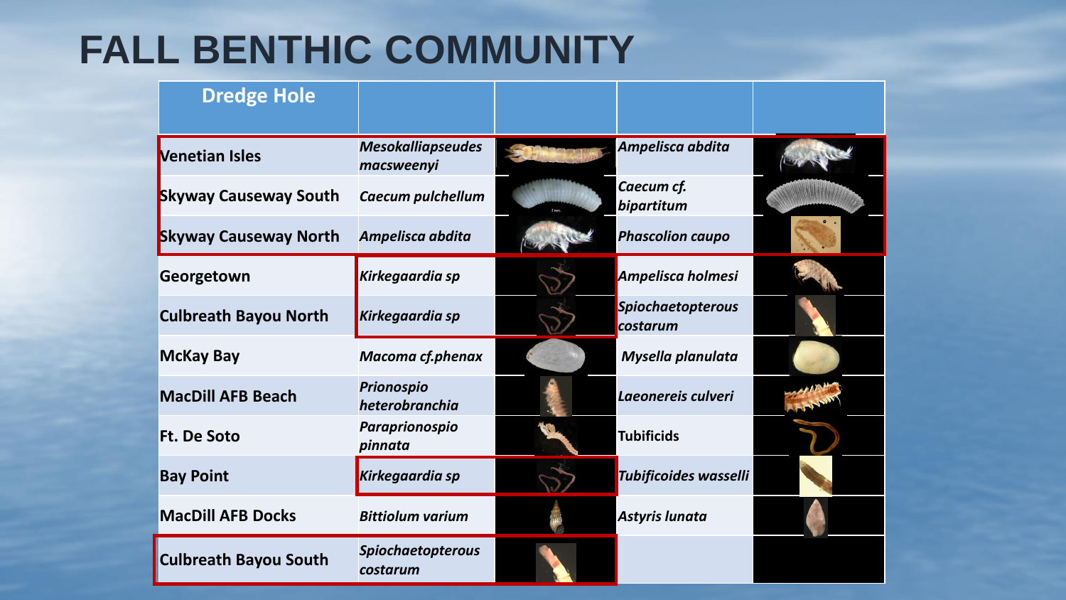# FALL BENTHIC COMMUNITY

| Dredge Hole | | | | |
|---|---|---|---|---|
| Venetian Isles | *Mesokalliapseudes macsweenyi* | | *Ampelisca abdita* | |
| Skyway Causeway South | *Caecum pulchellum* | | *Caecum cf. bipartitum* | |
| Skyway Causeway North | *Ampelisca abdita* | | *Phascolion caupo* | |
| Georgetown | *Kirkegaardia sp* | | *Ampelisca holmesi* | |
| Culbreath Bayou North | *Kirkegaardia sp* | | *Spiochaetopterous costarum* | |
| McKay Bay | *Macoma cf.phenax* | | *Mysella planulata* | |
| MacDill AFB Beach | *Prionospio heterobranchia* | | *Laeonereis culveri* | |
| Ft. De Soto | *Paraprionospio pinnata* | | Tubificids | |
| Bay Point | *Kirkegaardia sp* | | *Tubificoides wasselli* | |
| MacDill AFB Docks | *Bittiolum varium* | | *Astyris lunata* | |
| Culbreath Bayou South | *Spiochaetopterous costarum* | | | |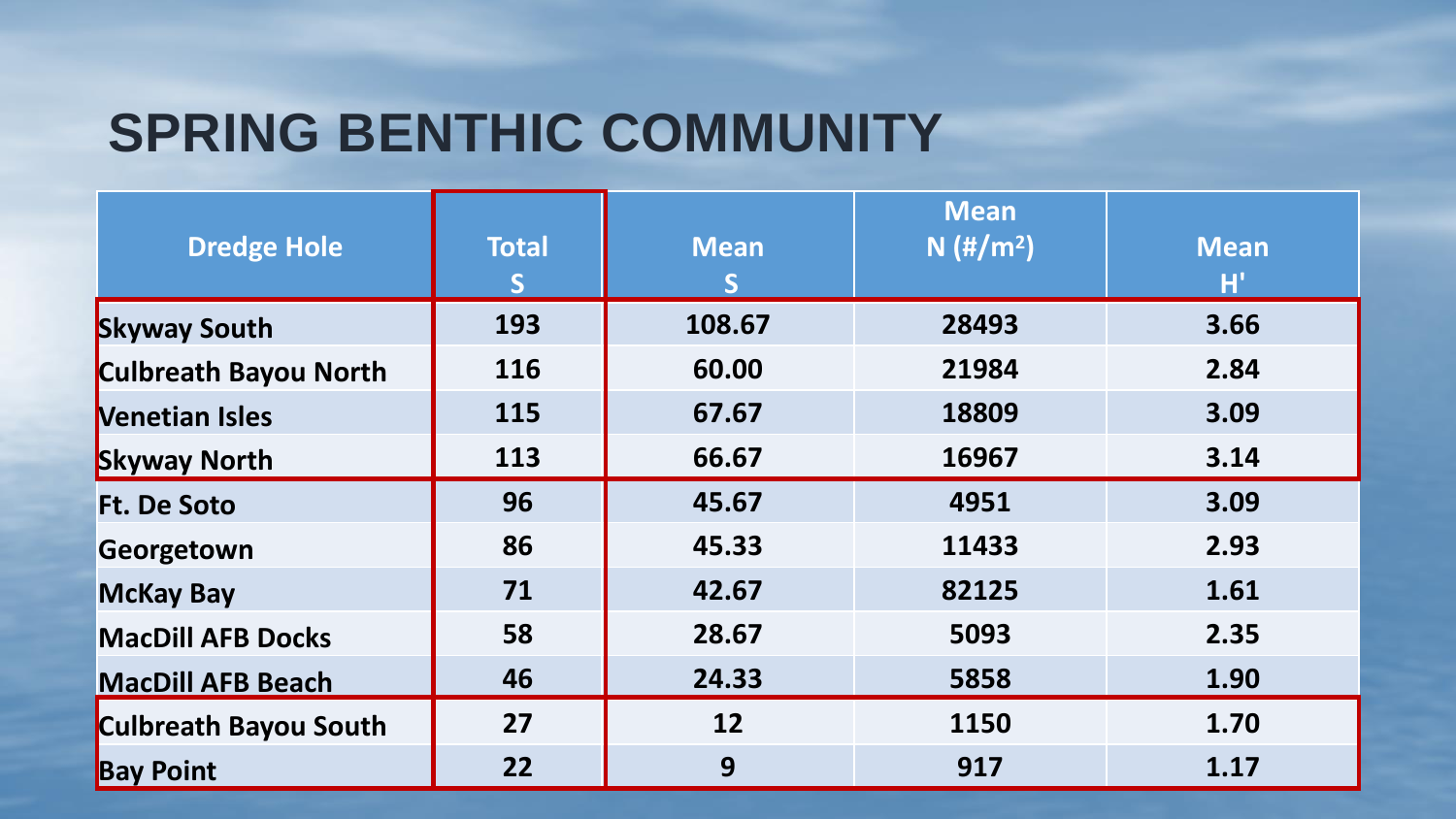# SPRING BENTHIC COMMUNITY

| Dredge Hole | Total S | Mean S | Mean N (#/m²) | Mean H' |
|---|---|---|---|---|
| Skyway South | 193 | 108.67 | 28493 | 3.66 |
| Culbreath Bayou North | 116 | 60.00 | 21984 | 2.84 |
| Venetian Isles | 115 | 67.67 | 18809 | 3.09 |
| Skyway North | 113 | 66.67 | 16967 | 3.14 |
| Ft. De Soto | 96 | 45.67 | 4951 | 3.09 |
| Georgetown | 86 | 45.33 | 11433 | 2.93 |
| McKay Bay | 71 | 42.67 | 82125 | 1.61 |
| MacDill AFB Docks | 58 | 28.67 | 5093 | 2.35 |
| MacDill AFB Beach | 46 | 24.33 | 5858 | 1.90 |
| Culbreath Bayou South | 27 | 12 | 1150 | 1.70 |
| Bay Point | 22 | 9 | 917 | 1.17 |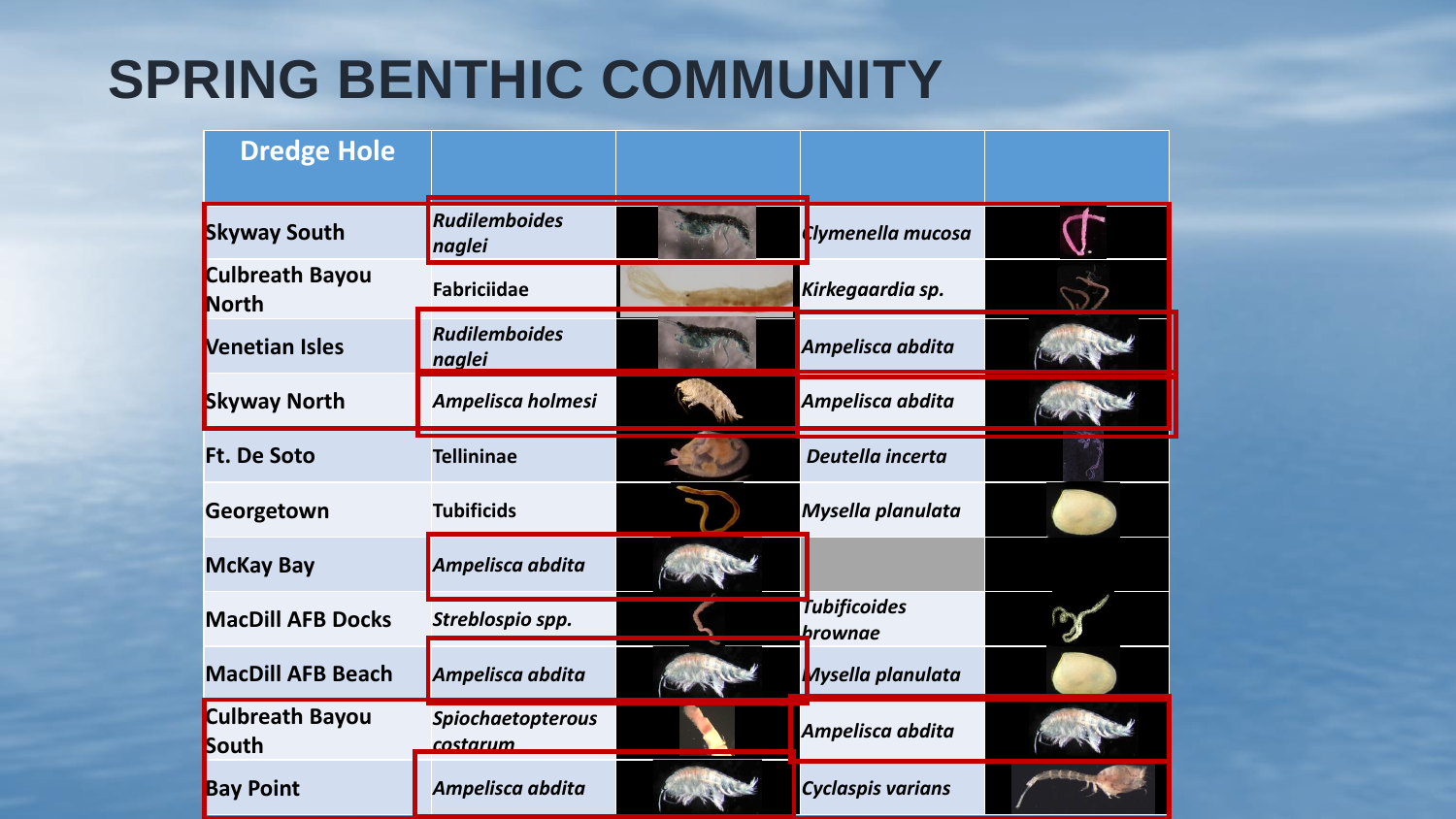# SPRING BENTHIC COMMUNITY

| Dredge Hole | | | | |
|---|---|---|---|---|
| Skyway South | *Rudilemboides naglei* | | *Clymenella mucosa* | |
| Culbreath Bayou North | Fabriciidae | | *Kirkegaardia sp.* | |
| Venetian Isles | *Rudilemboides naglei* | | *Ampelisca abdita* | |
| Skyway North | *Ampelisca holmesi* | | *Ampelisca abdita* | |
| Ft. De Soto | Tellininae | | *Deutella incerta* | |
| Georgetown | Tubificids | | *Mysella planulata* | |
| McKay Bay | *Ampelisca abdita* | | | |
| MacDill AFB Docks | *Streblospio spp.* | | *Tubificoides brownae* | |
| MacDill AFB Beach | *Ampelisca abdita* | | *Mysella planulata* | |
| Culbreath Bayou South | *Spiochaetopterous costarum* | | *Ampelisca abdita* | |
| Bay Point | *Ampelisca abdita* | | *Cyclaspis varians* | |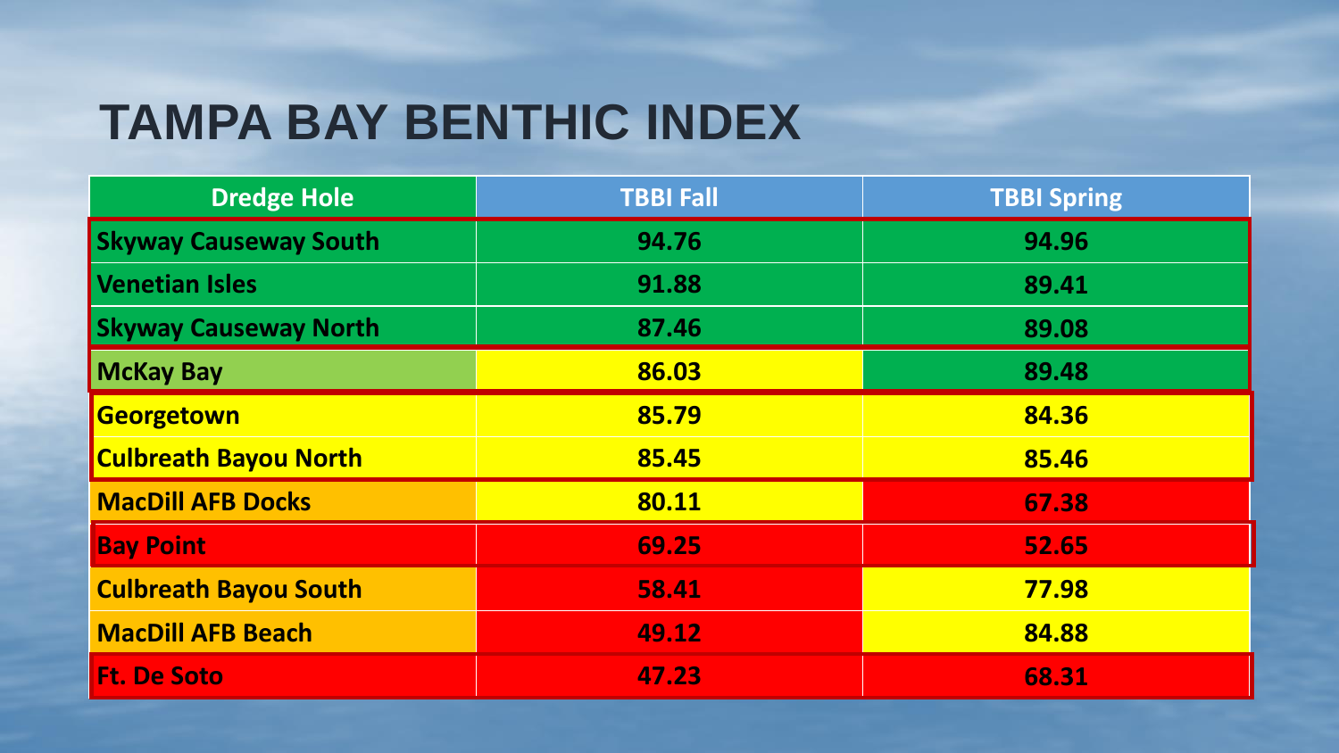# TAMPA BAY BENTHIC INDEX

| Dredge Hole | TBBI Fall | TBBI Spring |
|---|---|---|
| Skyway Causeway South | 94.76 | 94.96 |
| Venetian Isles | 91.88 | 89.41 |
| Skyway Causeway North | 87.46 | 89.08 |
| McKay Bay | 86.03 | 89.48 |
| Georgetown | 85.79 | 84.36 |
| Culbreath Bayou North | 85.45 | 85.46 |
| MacDill AFB Docks | 80.11 | 67.38 |
| Bay Point | 69.25 | 52.65 |
| Culbreath Bayou South | 58.41 | 77.98 |
| MacDill AFB Beach | 49.12 | 84.88 |
| Ft. De Soto | 47.23 | 68.31 |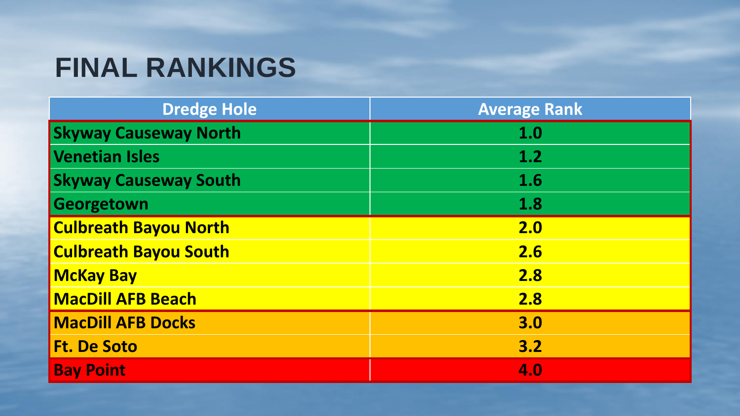# FINAL RANKINGS

| Dredge Hole | Average Rank |
|---|---|
| Skyway Causeway North | 1.0 |
| Venetian Isles | 1.2 |
| Skyway Causeway South | 1.6 |
| Georgetown | 1.8 |
| Culbreath Bayou North | 2.0 |
| Culbreath Bayou South | 2.6 |
| McKay Bay | 2.8 |
| MacDill AFB Beach | 2.8 |
| MacDill AFB Docks | 3.0 |
| Ft. De Soto | 3.2 |
| Bay Point | 4.0 |